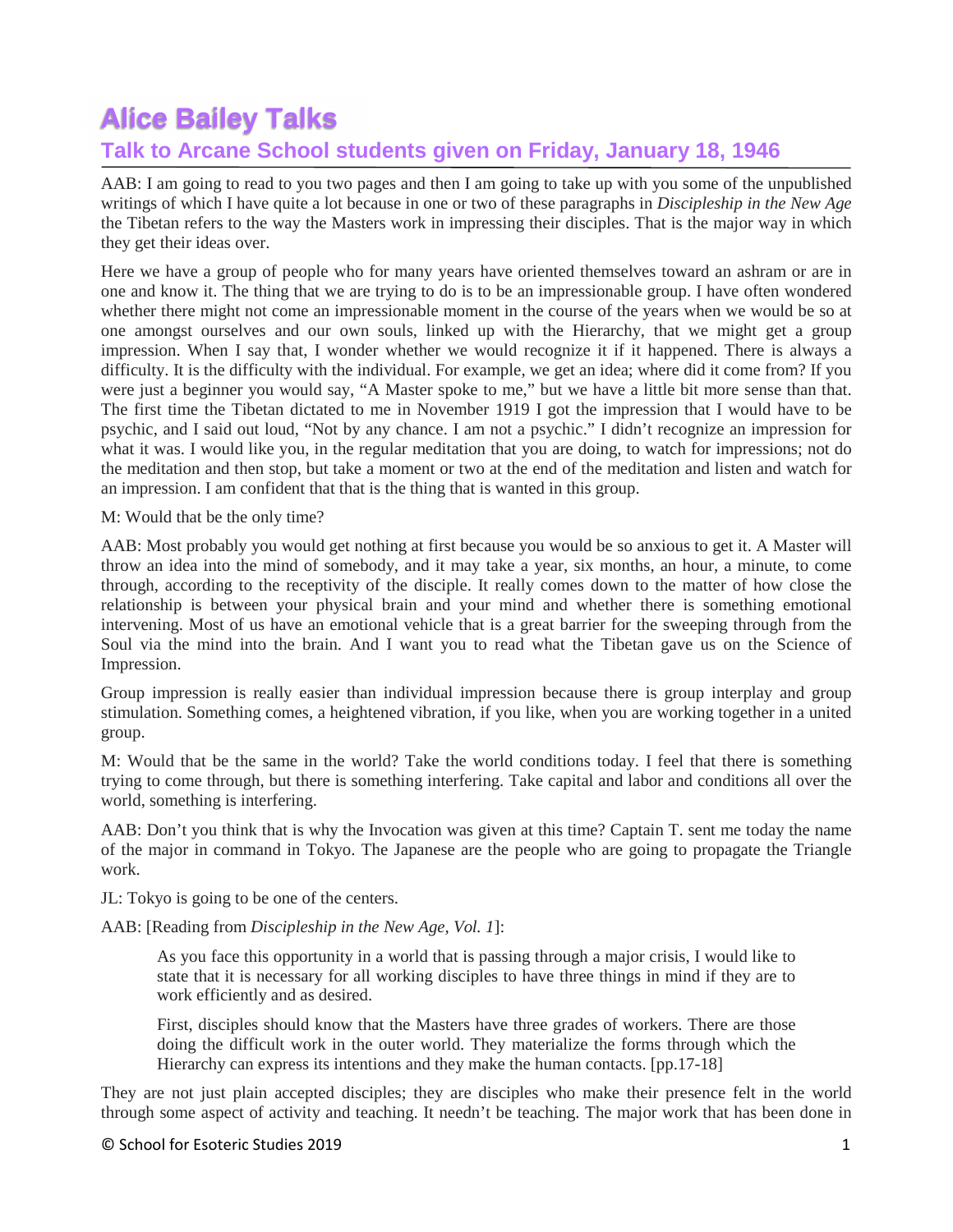# Alice Bailey Talks

## Talk to Arcane School students given on Friday, January 18, 1946

AAB: I am going to read to you two pages and then I am going to take up with you some of the unpublished writings of which I have quite a lot because in one or two of these paragraphs in *Discipleship in the New Age* the Tibetan refers to the way the Masters work in impressing their disciples. That is the major way in which they get their ideas over.

Here we have a group of people who for many years have oriented themselves toward an ashram or are in one and know it. The thing that we are trying to do is to be an impressionable group. I have often wondered whether there might not come an impressionable moment in the course of the years when we would be so at one amongst ourselves and our own souls, linked up with the Hierarchy, that we might get a group impression. When I say that, I wonder whether we would recognize it if it happened. There is always a difficulty. It is the difficulty with the individual. For example, we get an idea; where did it come from? If you were just a beginner you would say, "A Master spoke to me," but we have a little bit more sense than that. The first time the Tibetan dictated to me in November 1919 I got the impression that I would have to be psychic, and I said out loud, "Not by any chance. I am not a psychic." I didn't recognize an impression for what it was. I would like you, in the regular meditation that you are doing, to watch for impressions; not do the meditation and then stop, but take a moment or two at the end of the meditation and listen and watch for an impression. I am confident that that is the thing that is wanted in this group.

M: Would that be the only time?

AAB: Most probably you would get nothing at first because you would be so anxious to get it. A Master will throw an idea into the mind of somebody, and it may take a year, six months, an hour, a minute, to come through, according to the receptivity of the disciple. It really comes down to the matter of how close the relationship is between your physical brain and your mind and whether there is something emotional intervening. Most of us have an emotional vehicle that is a great barrier for the sweeping through from the Soul via the mind into the brain. And I want you to read what the Tibetan gave us on the Science of Impression.

Group impression is really easier than individual impression because there is group interplay and group stimulation. Something comes, a heightened vibration, if you like, when you are working together in a united group.

M: Would that be the same in the world? Take the world conditions today. I feel that there is something trying to come through, but there is something interfering. Take capital and labor and conditions all over the world, something is interfering.

AAB: Don't you think that is why the Invocation was given at this time? Captain T. sent me today the name of the major in command in Tokyo. The Japanese are the people who are going to propagate the Triangle work.

JL: Tokyo is going to be one of the centers.

AAB: [Reading from *Discipleship in the New Age, Vol. 1*]:

> As you face this opportunity in a world that is passing through a major crisis, I would like to state that it is necessary for all working disciples to have three things in mind if they are to work efficiently and as desired.
>
> First, disciples should know that the Masters have three grades of workers. There are those doing the difficult work in the outer world. They materialize the forms through which the Hierarchy can express its intentions and they make the human contacts. [pp.17-18]

They are not just plain accepted disciples; they are disciples who make their presence felt in the world through some aspect of activity and teaching. It needn't be teaching. The major work that has been done in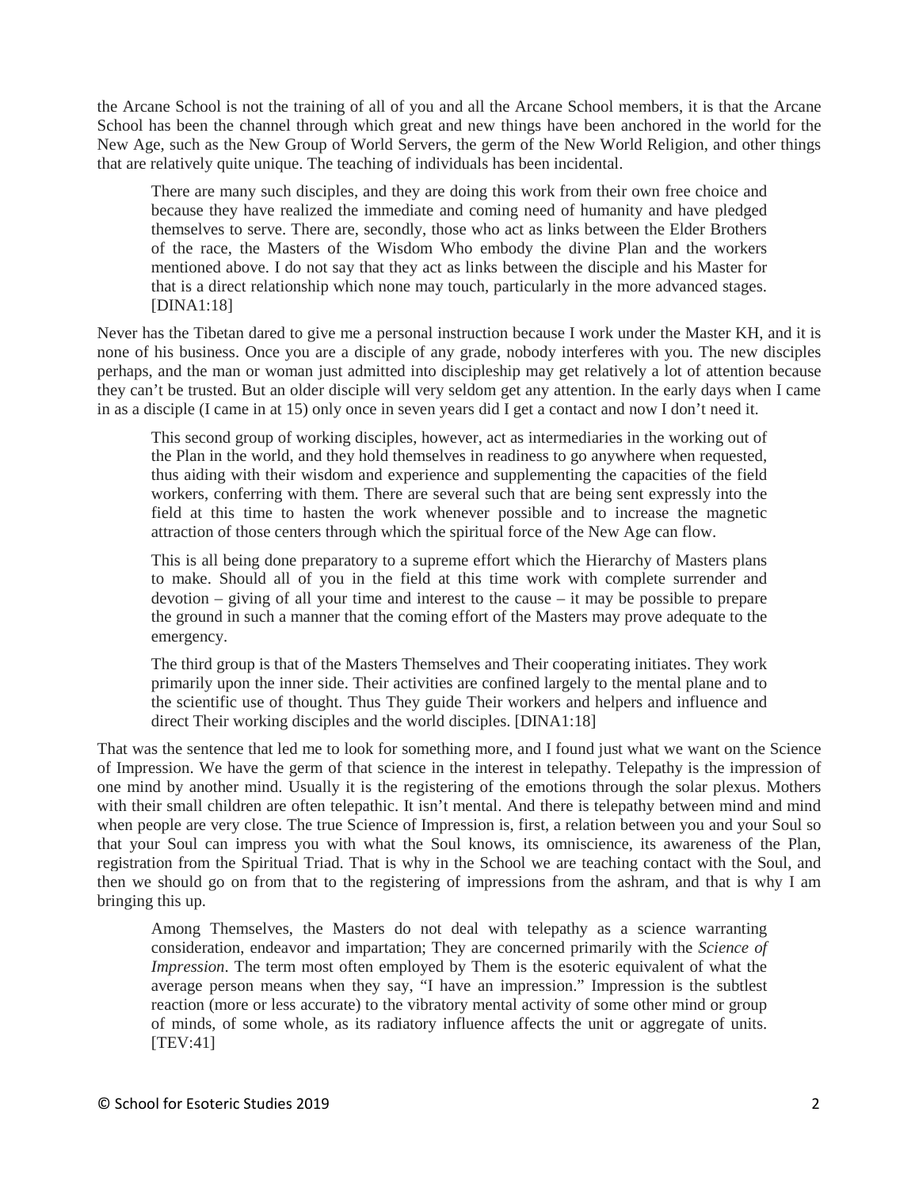the Arcane School is not the training of all of you and all the Arcane School members, it is that the Arcane School has been the channel through which great and new things have been anchored in the world for the New Age, such as the New Group of World Servers, the germ of the New World Religion, and other things that are relatively quite unique. The teaching of individuals has been incidental.

> There are many such disciples, and they are doing this work from their own free choice and because they have realized the immediate and coming need of humanity and have pledged themselves to serve. There are, secondly, those who act as links between the Elder Brothers of the race, the Masters of the Wisdom Who embody the divine Plan and the workers mentioned above. I do not say that they act as links between the disciple and his Master for that is a direct relationship which none may touch, particularly in the more advanced stages. [DINA1:18]

Never has the Tibetan dared to give me a personal instruction because I work under the Master KH, and it is none of his business. Once you are a disciple of any grade, nobody interferes with you. The new disciples perhaps, and the man or woman just admitted into discipleship may get relatively a lot of attention because they can't be trusted. But an older disciple will very seldom get any attention. In the early days when I came in as a disciple (I came in at 15) only once in seven years did I get a contact and now I don't need it.

> This second group of working disciples, however, act as intermediaries in the working out of the Plan in the world, and they hold themselves in readiness to go anywhere when requested, thus aiding with their wisdom and experience and supplementing the capacities of the field workers, conferring with them. There are several such that are being sent expressly into the field at this time to hasten the work whenever possible and to increase the magnetic attraction of those centers through which the spiritual force of the New Age can flow.
>
> This is all being done preparatory to a supreme effort which the Hierarchy of Masters plans to make. Should all of you in the field at this time work with complete surrender and devotion – giving of all your time and interest to the cause – it may be possible to prepare the ground in such a manner that the coming effort of the Masters may prove adequate to the emergency.
>
> The third group is that of the Masters Themselves and Their cooperating initiates. They work primarily upon the inner side. Their activities are confined largely to the mental plane and to the scientific use of thought. Thus They guide Their workers and helpers and influence and direct Their working disciples and the world disciples. [DINA1:18]

That was the sentence that led me to look for something more, and I found just what we want on the Science of Impression. We have the germ of that science in the interest in telepathy. Telepathy is the impression of one mind by another mind. Usually it is the registering of the emotions through the solar plexus. Mothers with their small children are often telepathic. It isn't mental. And there is telepathy between mind and mind when people are very close. The true Science of Impression is, first, a relation between you and your Soul so that your Soul can impress you with what the Soul knows, its omniscience, its awareness of the Plan, registration from the Spiritual Triad. That is why in the School we are teaching contact with the Soul, and then we should go on from that to the registering of impressions from the ashram, and that is why I am bringing this up.

> Among Themselves, the Masters do not deal with telepathy as a science warranting consideration, endeavor and impartation; They are concerned primarily with the *Science of Impression*. The term most often employed by Them is the esoteric equivalent of what the average person means when they say, "I have an impression." Impression is the subtlest reaction (more or less accurate) to the vibratory mental activity of some other mind or group of minds, of some whole, as its radiatory influence affects the unit or aggregate of units. [TEV:41]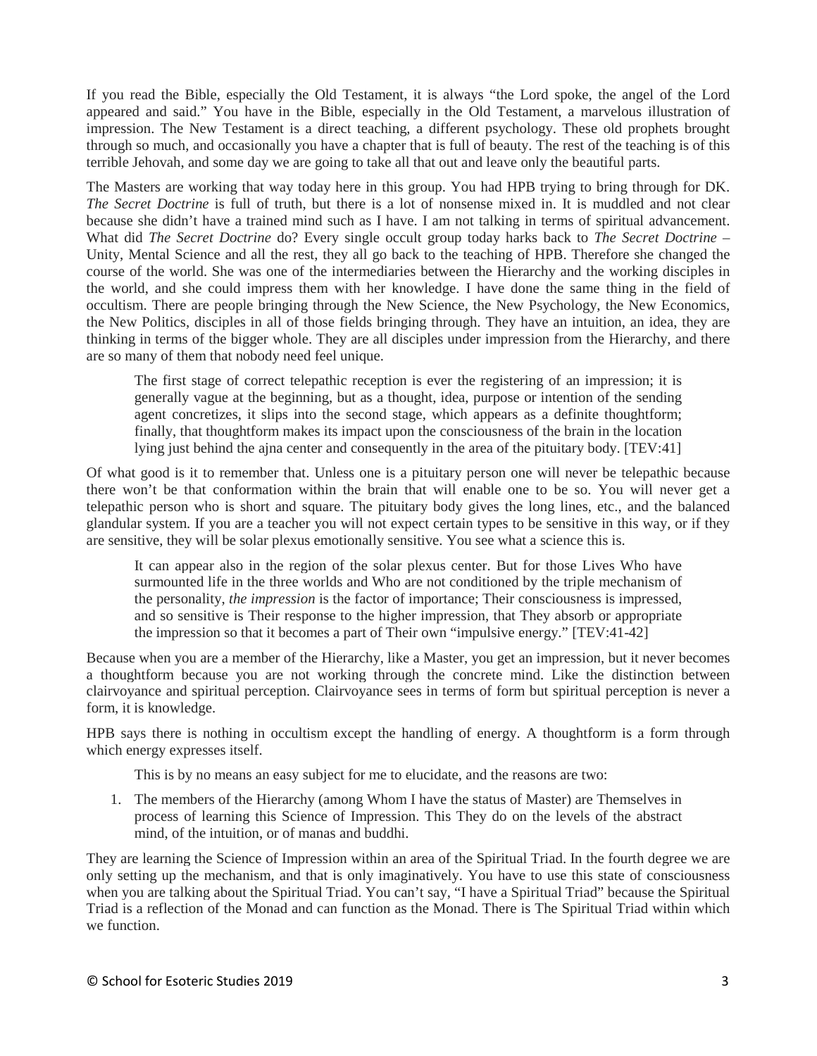If you read the Bible, especially the Old Testament, it is always "the Lord spoke, the angel of the Lord appeared and said." You have in the Bible, especially in the Old Testament, a marvelous illustration of impression. The New Testament is a direct teaching, a different psychology. These old prophets brought through so much, and occasionally you have a chapter that is full of beauty. The rest of the teaching is of this terrible Jehovah, and some day we are going to take all that out and leave only the beautiful parts.

The Masters are working that way today here in this group. You had HPB trying to bring through for DK. *The Secret Doctrine* is full of truth, but there is a lot of nonsense mixed in. It is muddled and not clear because she didn't have a trained mind such as I have. I am not talking in terms of spiritual advancement. What did *The Secret Doctrine* do? Every single occult group today harks back to *The Secret Doctrine* – Unity, Mental Science and all the rest, they all go back to the teaching of HPB. Therefore she changed the course of the world. She was one of the intermediaries between the Hierarchy and the working disciples in the world, and she could impress them with her knowledge. I have done the same thing in the field of occultism. There are people bringing through the New Science, the New Psychology, the New Economics, the New Politics, disciples in all of those fields bringing through. They have an intuition, an idea, they are thinking in terms of the bigger whole. They are all disciples under impression from the Hierarchy, and there are so many of them that nobody need feel unique.

> The first stage of correct telepathic reception is ever the registering of an impression; it is generally vague at the beginning, but as a thought, idea, purpose or intention of the sending agent concretizes, it slips into the second stage, which appears as a definite thoughtform; finally, that thoughtform makes its impact upon the consciousness of the brain in the location lying just behind the ajna center and consequently in the area of the pituitary body. [TEV:41]

Of what good is it to remember that. Unless one is a pituitary person one will never be telepathic because there won't be that conformation within the brain that will enable one to be so. You will never get a telepathic person who is short and square. The pituitary body gives the long lines, etc., and the balanced glandular system. If you are a teacher you will not expect certain types to be sensitive in this way, or if they are sensitive, they will be solar plexus emotionally sensitive. You see what a science this is.

> It can appear also in the region of the solar plexus center. But for those Lives Who have surmounted life in the three worlds and Who are not conditioned by the triple mechanism of the personality, *the impression* is the factor of importance; Their consciousness is impressed, and so sensitive is Their response to the higher impression, that They absorb or appropriate the impression so that it becomes a part of Their own "impulsive energy." [TEV:41-42]

Because when you are a member of the Hierarchy, like a Master, you get an impression, but it never becomes a thoughtform because you are not working through the concrete mind. Like the distinction between clairvoyance and spiritual perception. Clairvoyance sees in terms of form but spiritual perception is never a form, it is knowledge.

HPB says there is nothing in occultism except the handling of energy. A thoughtform is a form through which energy expresses itself.

> This is by no means an easy subject for me to elucidate, and the reasons are two:
>
> 1. The members of the Hierarchy (among Whom I have the status of Master) are Themselves in process of learning this Science of Impression. This They do on the levels of the abstract mind, of the intuition, or of manas and buddhi.

They are learning the Science of Impression within an area of the Spiritual Triad. In the fourth degree we are only setting up the mechanism, and that is only imaginatively. You have to use this state of consciousness when you are talking about the Spiritual Triad. You can't say, "I have a Spiritual Triad" because the Spiritual Triad is a reflection of the Monad and can function as the Monad. There is The Spiritual Triad within which we function.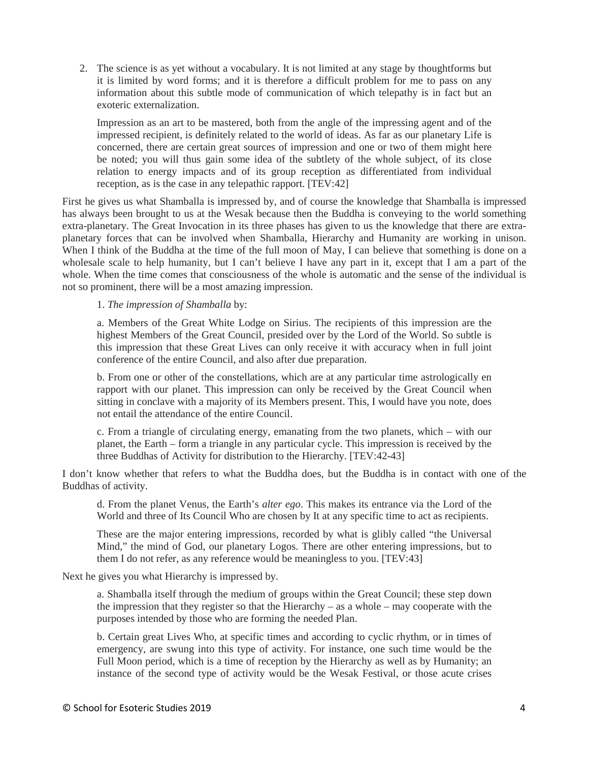2. The science is as yet without a vocabulary. It is not limited at any stage by thoughtforms but it is limited by word forms; and it is therefore a difficult problem for me to pass on any information about this subtle mode of communication of which telepathy is in fact but an exoteric externalization.

   Impression as an art to be mastered, both from the angle of the impressing agent and of the impressed recipient, is definitely related to the world of ideas. As far as our planetary Life is concerned, there are certain great sources of impression and one or two of them might here be noted; you will thus gain some idea of the subtlety of the whole subject, of its close relation to energy impacts and of its group reception as differentiated from individual reception, as is the case in any telepathic rapport. [TEV:42]

First he gives us what Shamballa is impressed by, and of course the knowledge that Shamballa is impressed has always been brought to us at the Wesak because then the Buddha is conveying to the world something extra-planetary. The Great Invocation in its three phases has given to us the knowledge that there are extra-planetary forces that can be involved when Shamballa, Hierarchy and Humanity are working in unison. When I think of the Buddha at the time of the full moon of May, I can believe that something is done on a wholesale scale to help humanity, but I can't believe I have any part in it, except that I am a part of the whole. When the time comes that consciousness of the whole is automatic and the sense of the individual is not so prominent, there will be a most amazing impression.

> 1. *The impression of Shamballa* by:
>
> a. Members of the Great White Lodge on Sirius. The recipients of this impression are the highest Members of the Great Council, presided over by the Lord of the World. So subtle is this impression that these Great Lives can only receive it with accuracy when in full joint conference of the entire Council, and also after due preparation.
>
> b. From one or other of the constellations, which are at any particular time astrologically en rapport with our planet. This impression can only be received by the Great Council when sitting in conclave with a majority of its Members present. This, I would have you note, does not entail the attendance of the entire Council.
>
> c. From a triangle of circulating energy, emanating from the two planets, which – with our planet, the Earth – form a triangle in any particular cycle. This impression is received by the three Buddhas of Activity for distribution to the Hierarchy. [TEV:42-43]

I don't know whether that refers to what the Buddha does, but the Buddha is in contact with one of the Buddhas of activity.

> d. From the planet Venus, the Earth's *alter ego*. This makes its entrance via the Lord of the World and three of Its Council Who are chosen by It at any specific time to act as recipients.
>
> These are the major entering impressions, recorded by what is glibly called "the Universal Mind," the mind of God, our planetary Logos. There are other entering impressions, but to them I do not refer, as any reference would be meaningless to you. [TEV:43]

Next he gives you what Hierarchy is impressed by.

> a. Shamballa itself through the medium of groups within the Great Council; these step down the impression that they register so that the Hierarchy – as a whole – may cooperate with the purposes intended by those who are forming the needed Plan.
>
> b. Certain great Lives Who, at specific times and according to cyclic rhythm, or in times of emergency, are swung into this type of activity. For instance, one such time would be the Full Moon period, which is a time of reception by the Hierarchy as well as by Humanity; an instance of the second type of activity would be the Wesak Festival, or those acute crises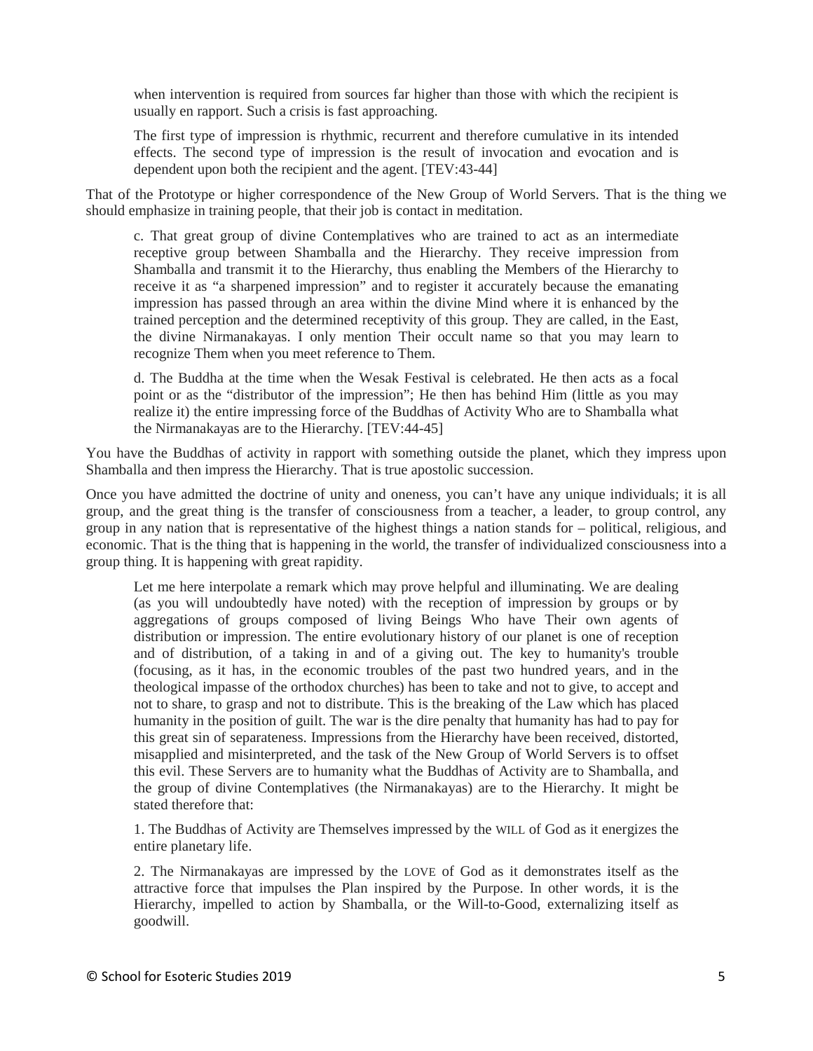> when intervention is required from sources far higher than those with which the recipient is usually en rapport. Such a crisis is fast approaching.
>
> The first type of impression is rhythmic, recurrent and therefore cumulative in its intended effects. The second type of impression is the result of invocation and evocation and is dependent upon both the recipient and the agent. [TEV:43-44]

That of the Prototype or higher correspondence of the New Group of World Servers. That is the thing we should emphasize in training people, that their job is contact in meditation.

> c. That great group of divine Contemplatives who are trained to act as an intermediate receptive group between Shamballa and the Hierarchy. They receive impression from Shamballa and transmit it to the Hierarchy, thus enabling the Members of the Hierarchy to receive it as "a sharpened impression" and to register it accurately because the emanating impression has passed through an area within the divine Mind where it is enhanced by the trained perception and the determined receptivity of this group. They are called, in the East, the divine Nirmanakayas. I only mention Their occult name so that you may learn to recognize Them when you meet reference to Them.
>
> d. The Buddha at the time when the Wesak Festival is celebrated. He then acts as a focal point or as the "distributor of the impression"; He then has behind Him (little as you may realize it) the entire impressing force of the Buddhas of Activity Who are to Shamballa what the Nirmanakayas are to the Hierarchy. [TEV:44-45]

You have the Buddhas of activity in rapport with something outside the planet, which they impress upon Shamballa and then impress the Hierarchy. That is true apostolic succession.

Once you have admitted the doctrine of unity and oneness, you can't have any unique individuals; it is all group, and the great thing is the transfer of consciousness from a teacher, a leader, to group control, any group in any nation that is representative of the highest things a nation stands for – political, religious, and economic. That is the thing that is happening in the world, the transfer of individualized consciousness into a group thing. It is happening with great rapidity.

> Let me here interpolate a remark which may prove helpful and illuminating. We are dealing (as you will undoubtedly have noted) with the reception of impression by groups or by aggregations of groups composed of living Beings Who have Their own agents of distribution or impression. The entire evolutionary history of our planet is one of reception and of distribution, of a taking in and of a giving out. The key to humanity's trouble (focusing, as it has, in the economic troubles of the past two hundred years, and in the theological impasse of the orthodox churches) has been to take and not to give, to accept and not to share, to grasp and not to distribute. This is the breaking of the Law which has placed humanity in the position of guilt. The war is the dire penalty that humanity has had to pay for this great sin of separateness. Impressions from the Hierarchy have been received, distorted, misapplied and misinterpreted, and the task of the New Group of World Servers is to offset this evil. These Servers are to humanity what the Buddhas of Activity are to Shamballa, and the group of divine Contemplatives (the Nirmanakayas) are to the Hierarchy. It might be stated therefore that:
>
> 1. The Buddhas of Activity are Themselves impressed by the WILL of God as it energizes the entire planetary life.
>
> 2. The Nirmanakayas are impressed by the LOVE of God as it demonstrates itself as the attractive force that impulses the Plan inspired by the Purpose. In other words, it is the Hierarchy, impelled to action by Shamballa, or the Will-to-Good, externalizing itself as goodwill.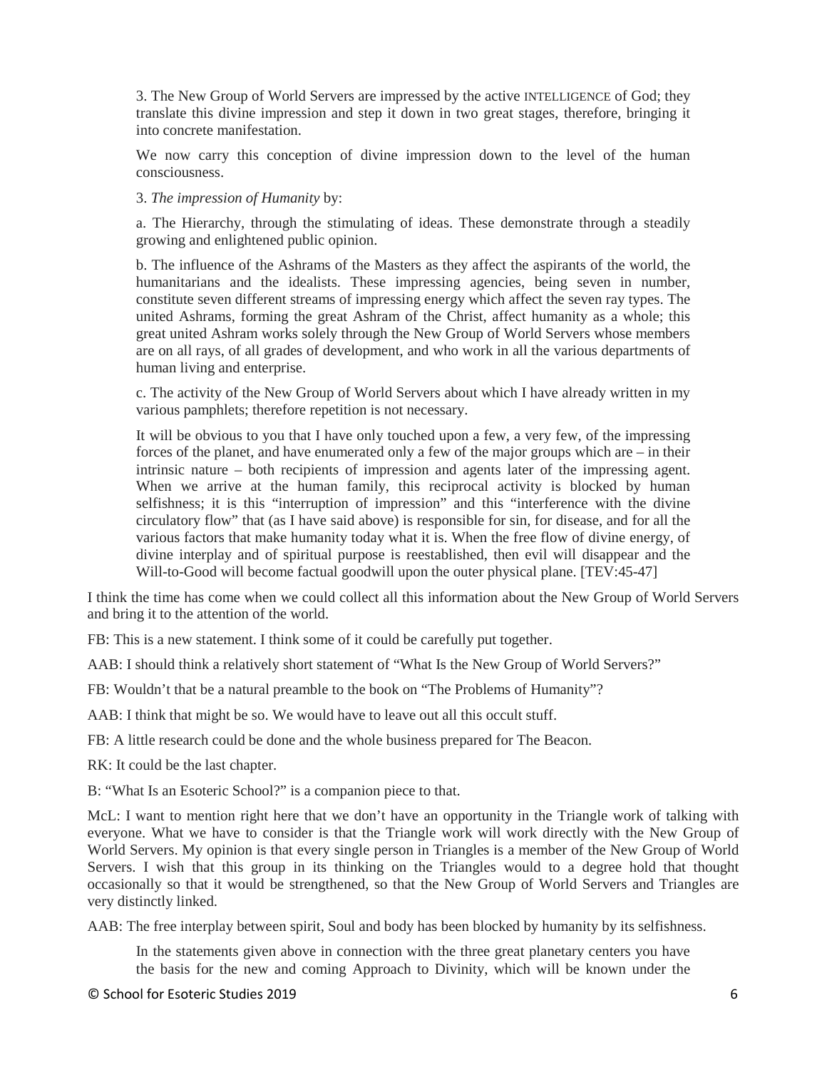> 3. The New Group of World Servers are impressed by the active INTELLIGENCE of God; they translate this divine impression and step it down in two great stages, therefore, bringing it into concrete manifestation.
>
> We now carry this conception of divine impression down to the level of the human consciousness.
>
> 3. *The impression of Humanity* by:
>
> a. The Hierarchy, through the stimulating of ideas. These demonstrate through a steadily growing and enlightened public opinion.
>
> b. The influence of the Ashrams of the Masters as they affect the aspirants of the world, the humanitarians and the idealists. These impressing agencies, being seven in number, constitute seven different streams of impressing energy which affect the seven ray types. The united Ashrams, forming the great Ashram of the Christ, affect humanity as a whole; this great united Ashram works solely through the New Group of World Servers whose members are on all rays, of all grades of development, and who work in all the various departments of human living and enterprise.
>
> c. The activity of the New Group of World Servers about which I have already written in my various pamphlets; therefore repetition is not necessary.
>
> It will be obvious to you that I have only touched upon a few, a very few, of the impressing forces of the planet, and have enumerated only a few of the major groups which are – in their intrinsic nature – both recipients of impression and agents later of the impressing agent. When we arrive at the human family, this reciprocal activity is blocked by human selfishness; it is this "interruption of impression" and this "interference with the divine circulatory flow" that (as I have said above) is responsible for sin, for disease, and for all the various factors that make humanity today what it is. When the free flow of divine energy, of divine interplay and of spiritual purpose is reestablished, then evil will disappear and the Will-to-Good will become factual goodwill upon the outer physical plane. [TEV:45-47]

I think the time has come when we could collect all this information about the New Group of World Servers and bring it to the attention of the world.

FB: This is a new statement. I think some of it could be carefully put together.

AAB: I should think a relatively short statement of "What Is the New Group of World Servers?"

FB: Wouldn't that be a natural preamble to the book on "The Problems of Humanity"?

AAB: I think that might be so. We would have to leave out all this occult stuff.

FB: A little research could be done and the whole business prepared for The Beacon.

RK: It could be the last chapter.

B: "What Is an Esoteric School?" is a companion piece to that.

McL: I want to mention right here that we don't have an opportunity in the Triangle work of talking with everyone. What we have to consider is that the Triangle work will work directly with the New Group of World Servers. My opinion is that every single person in Triangles is a member of the New Group of World Servers. I wish that this group in its thinking on the Triangles would to a degree hold that thought occasionally so that it would be strengthened, so that the New Group of World Servers and Triangles are very distinctly linked.

AAB: The free interplay between spirit, Soul and body has been blocked by humanity by its selfishness.

> In the statements given above in connection with the three great planetary centers you have the basis for the new and coming Approach to Divinity, which will be known under the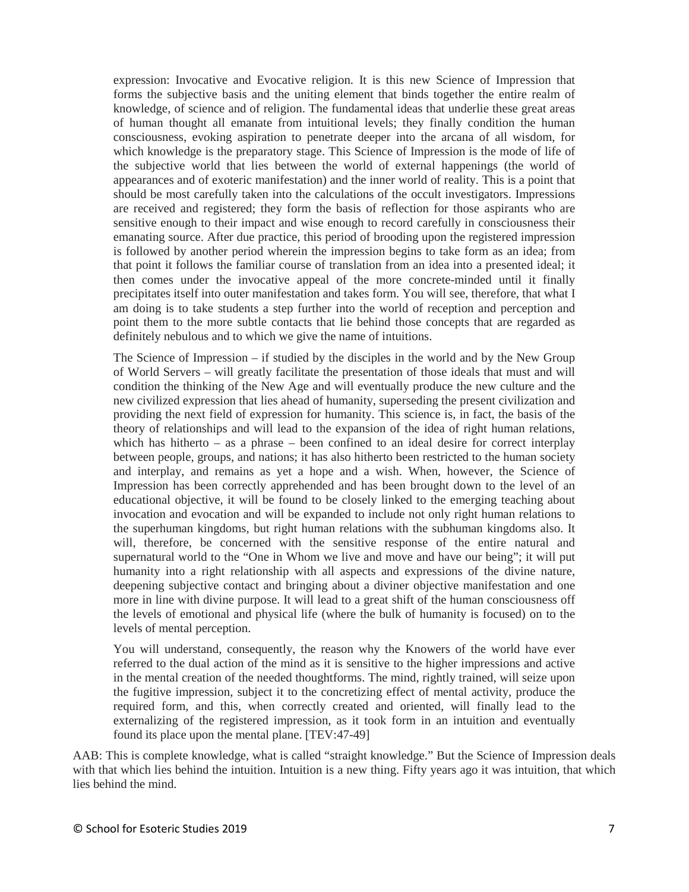expression: Invocative and Evocative religion. It is this new Science of Impression that forms the subjective basis and the uniting element that binds together the entire realm of knowledge, of science and of religion. The fundamental ideas that underlie these great areas of human thought all emanate from intuitional levels; they finally condition the human consciousness, evoking aspiration to penetrate deeper into the arcana of all wisdom, for which knowledge is the preparatory stage. This Science of Impression is the mode of life of the subjective world that lies between the world of external happenings (the world of appearances and of exoteric manifestation) and the inner world of reality. This is a point that should be most carefully taken into the calculations of the occult investigators. Impressions are received and registered; they form the basis of reflection for those aspirants who are sensitive enough to their impact and wise enough to record carefully in consciousness their emanating source. After due practice, this period of brooding upon the registered impression is followed by another period wherein the impression begins to take form as an idea; from that point it follows the familiar course of translation from an idea into a presented ideal; it then comes under the invocative appeal of the more concrete-minded until it finally precipitates itself into outer manifestation and takes form. You will see, therefore, that what I am doing is to take students a step further into the world of reception and perception and point them to the more subtle contacts that lie behind those concepts that are regarded as definitely nebulous and to which we give the name of intuitions.

The Science of Impression – if studied by the disciples in the world and by the New Group of World Servers – will greatly facilitate the presentation of those ideals that must and will condition the thinking of the New Age and will eventually produce the new culture and the new civilized expression that lies ahead of humanity, superseding the present civilization and providing the next field of expression for humanity. This science is, in fact, the basis of the theory of relationships and will lead to the expansion of the idea of right human relations, which has hitherto – as a phrase – been confined to an ideal desire for correct interplay between people, groups, and nations; it has also hitherto been restricted to the human society and interplay, and remains as yet a hope and a wish. When, however, the Science of Impression has been correctly apprehended and has been brought down to the level of an educational objective, it will be found to be closely linked to the emerging teaching about invocation and evocation and will be expanded to include not only right human relations to the superhuman kingdoms, but right human relations with the subhuman kingdoms also. It will, therefore, be concerned with the sensitive response of the entire natural and supernatural world to the "One in Whom we live and move and have our being"; it will put humanity into a right relationship with all aspects and expressions of the divine nature, deepening subjective contact and bringing about a diviner objective manifestation and one more in line with divine purpose. It will lead to a great shift of the human consciousness off the levels of emotional and physical life (where the bulk of humanity is focused) on to the levels of mental perception.

You will understand, consequently, the reason why the Knowers of the world have ever referred to the dual action of the mind as it is sensitive to the higher impressions and active in the mental creation of the needed thoughtforms. The mind, rightly trained, will seize upon the fugitive impression, subject it to the concretizing effect of mental activity, produce the required form, and this, when correctly created and oriented, will finally lead to the externalizing of the registered impression, as it took form in an intuition and eventually found its place upon the mental plane. [TEV:47-49]

AAB: This is complete knowledge, what is called "straight knowledge." But the Science of Impression deals with that which lies behind the intuition. Intuition is a new thing. Fifty years ago it was intuition, that which lies behind the mind.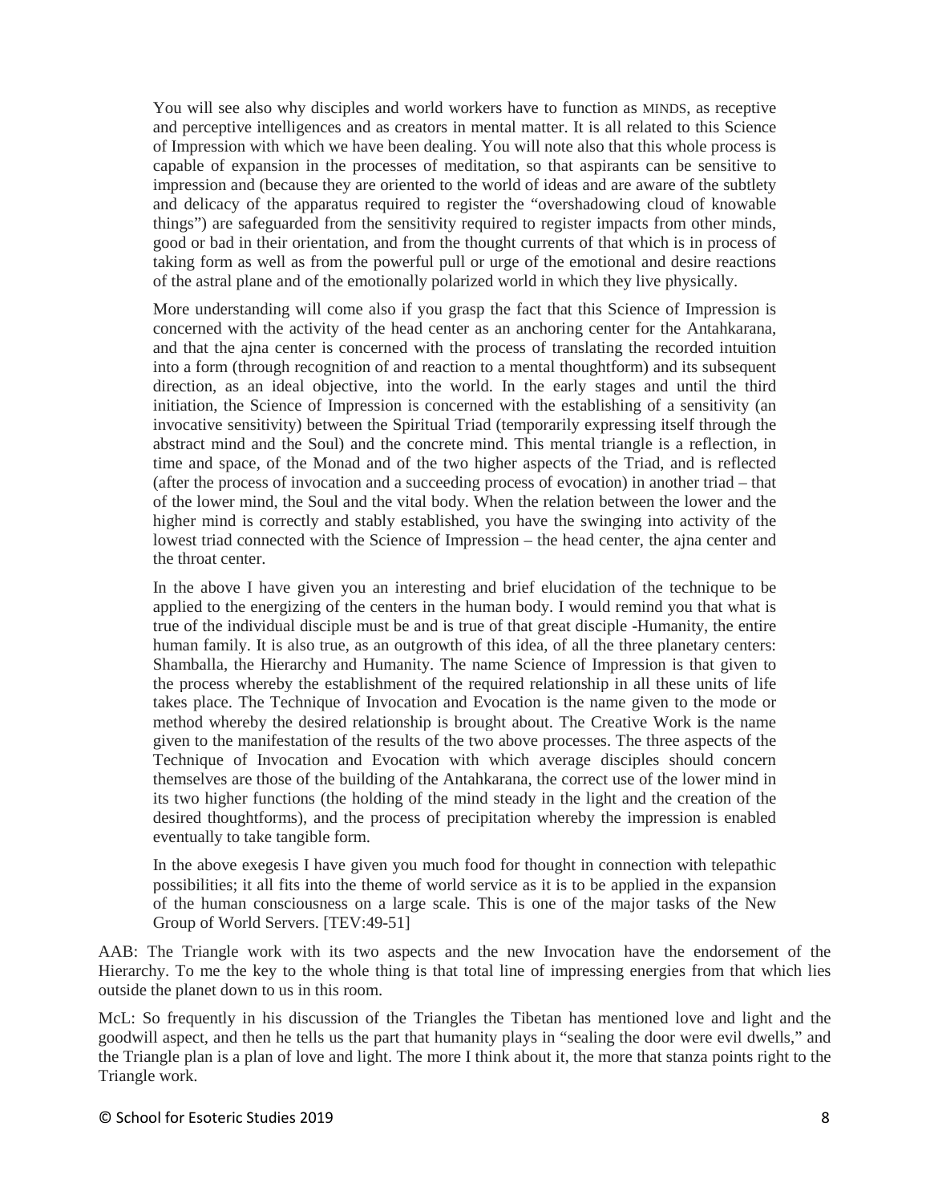> You will see also why disciples and world workers have to function as MINDS, as receptive and perceptive intelligences and as creators in mental matter. It is all related to this Science of Impression with which we have been dealing. You will note also that this whole process is capable of expansion in the processes of meditation, so that aspirants can be sensitive to impression and (because they are oriented to the world of ideas and are aware of the subtlety and delicacy of the apparatus required to register the "overshadowing cloud of knowable things") are safeguarded from the sensitivity required to register impacts from other minds, good or bad in their orientation, and from the thought currents of that which is in process of taking form as well as from the powerful pull or urge of the emotional and desire reactions of the astral plane and of the emotionally polarized world in which they live physically.
>
> More understanding will come also if you grasp the fact that this Science of Impression is concerned with the activity of the head center as an anchoring center for the Antahkarana, and that the ajna center is concerned with the process of translating the recorded intuition into a form (through recognition of and reaction to a mental thoughtform) and its subsequent direction, as an ideal objective, into the world. In the early stages and until the third initiation, the Science of Impression is concerned with the establishing of a sensitivity (an invocative sensitivity) between the Spiritual Triad (temporarily expressing itself through the abstract mind and the Soul) and the concrete mind. This mental triangle is a reflection, in time and space, of the Monad and of the two higher aspects of the Triad, and is reflected (after the process of invocation and a succeeding process of evocation) in another triad – that of the lower mind, the Soul and the vital body. When the relation between the lower and the higher mind is correctly and stably established, you have the swinging into activity of the lowest triad connected with the Science of Impression – the head center, the ajna center and the throat center.
>
> In the above I have given you an interesting and brief elucidation of the technique to be applied to the energizing of the centers in the human body. I would remind you that what is true of the individual disciple must be and is true of that great disciple -Humanity, the entire human family. It is also true, as an outgrowth of this idea, of all the three planetary centers: Shamballa, the Hierarchy and Humanity. The name Science of Impression is that given to the process whereby the establishment of the required relationship in all these units of life takes place. The Technique of Invocation and Evocation is the name given to the mode or method whereby the desired relationship is brought about. The Creative Work is the name given to the manifestation of the results of the two above processes. The three aspects of the Technique of Invocation and Evocation with which average disciples should concern themselves are those of the building of the Antahkarana, the correct use of the lower mind in its two higher functions (the holding of the mind steady in the light and the creation of the desired thoughtforms), and the process of precipitation whereby the impression is enabled eventually to take tangible form.
>
> In the above exegesis I have given you much food for thought in connection with telepathic possibilities; it all fits into the theme of world service as it is to be applied in the expansion of the human consciousness on a large scale. This is one of the major tasks of the New Group of World Servers. [TEV:49-51]

AAB: The Triangle work with its two aspects and the new Invocation have the endorsement of the Hierarchy. To me the key to the whole thing is that total line of impressing energies from that which lies outside the planet down to us in this room.

McL: So frequently in his discussion of the Triangles the Tibetan has mentioned love and light and the goodwill aspect, and then he tells us the part that humanity plays in "sealing the door were evil dwells," and the Triangle plan is a plan of love and light. The more I think about it, the more that stanza points right to the Triangle work.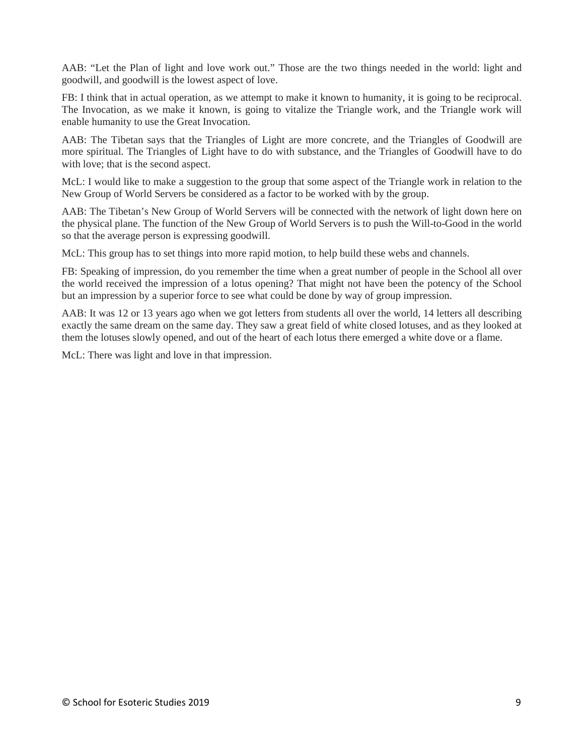AAB: “Let the Plan of light and love work out.” Those are the two things needed in the world: light and goodwill, and goodwill is the lowest aspect of love.

FB: I think that in actual operation, as we attempt to make it known to humanity, it is going to be reciprocal. The Invocation, as we make it known, is going to vitalize the Triangle work, and the Triangle work will enable humanity to use the Great Invocation.

AAB: The Tibetan says that the Triangles of Light are more concrete, and the Triangles of Goodwill are more spiritual. The Triangles of Light have to do with substance, and the Triangles of Goodwill have to do with love; that is the second aspect.

McL: I would like to make a suggestion to the group that some aspect of the Triangle work in relation to the New Group of World Servers be considered as a factor to be worked with by the group.

AAB: The Tibetan’s New Group of World Servers will be connected with the network of light down here on the physical plane. The function of the New Group of World Servers is to push the Will-to-Good in the world so that the average person is expressing goodwill.

McL: This group has to set things into more rapid motion, to help build these webs and channels.

FB: Speaking of impression, do you remember the time when a great number of people in the School all over the world received the impression of a lotus opening? That might not have been the potency of the School but an impression by a superior force to see what could be done by way of group impression.

AAB: It was 12 or 13 years ago when we got letters from students all over the world, 14 letters all describing exactly the same dream on the same day. They saw a great field of white closed lotuses, and as they looked at them the lotuses slowly opened, and out of the heart of each lotus there emerged a white dove or a flame.

McL: There was light and love in that impression.

© School for Esoteric Studies 2019